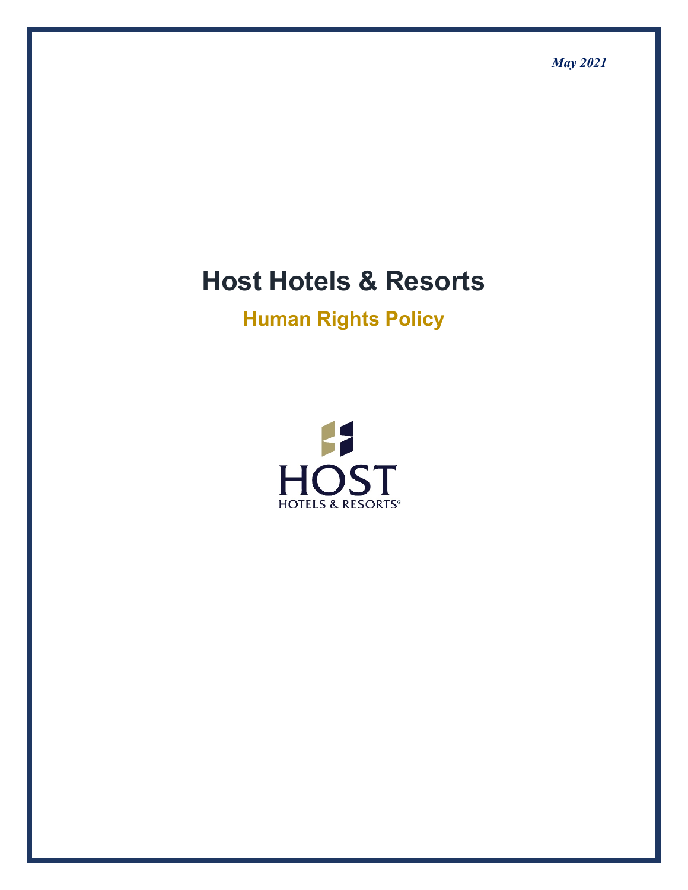*May 2021*

# Host Hotels & Resorts

## Human Rights Policy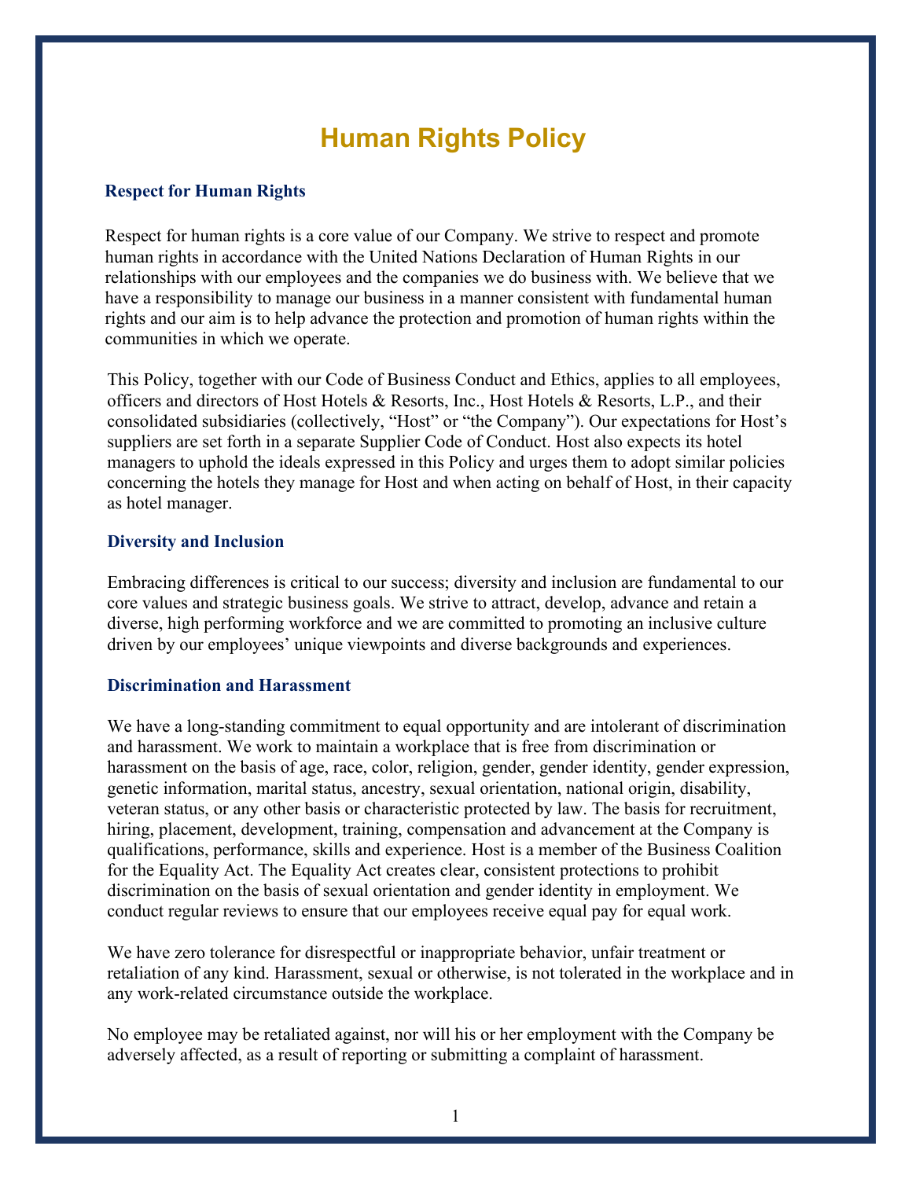# Human Rights Policy

### Respect for Human Rights

Respect for human rights is a core value of our Company. We strive to respect and promote human rights in accordance with the United Nations Declaration of Human Rights in our relationships with our employees and the companies we do business with. We believe that we have a responsibility to manage our business in a manner consistent with fundamental human rights and our aim is to help advance the protection and promotion of human rights within the communities in which we operate.

This Policy, together with our Code of Business Conduct and Ethics, applies to all employees, officers and directors of Host Hotels & Resorts, Inc., Host Hotels & Resorts, L.P., and their consolidated subsidiaries (collectively, "Host" or "the Company"). Our expectations for Host's suppliers are set forth in a separate Supplier Code of Conduct. Host also expects its hotel managers to uphold the ideals expressed in this Policy and urges them to adopt similar policies concerning the hotels they manage for Host and when acting on behalf of Host, in their capacity as hotel manager.

### Diversity and Inclusion

Embracing differences is critical to our success; diversity and inclusion are fundamental to our core values and strategic business goals. We strive to attract, develop, advance and retain a diverse, high performing workforce and we are committed to promoting an inclusive culture driven by our employees' unique viewpoints and diverse backgrounds and experiences.

### Discrimination and Harassment

We have a long-standing commitment to equal opportunity and are intolerant of discrimination and harassment. We work to maintain a workplace that is free from discrimination or harassment on the basis of age, race, color, religion, gender, gender identity, gender expression, genetic information, marital status, ancestry, sexual orientation, national origin, disability, veteran status, or any other basis or characteristic protected by law. The basis for recruitment, hiring, placement, development, training, compensation and advancement at the Company is qualifications, performance, skills and experience. Host is a member of the Business Coalition for the Equality Act. The Equality Act creates clear, consistent protections to prohibit discrimination on the basis of sexual orientation and gender identity in employment. We conduct regular reviews to ensure that our employees receive equal pay for equal work.

We have zero tolerance for disrespectful or inappropriate behavior, unfair treatment or retaliation of any kind. Harassment, sexual or otherwise, is not tolerated in the workplace and in any work-related circumstance outside the workplace.

No employee may be retaliated against, nor will his or her employment with the Company be adversely affected, as a result of reporting or submitting a complaint of harassment.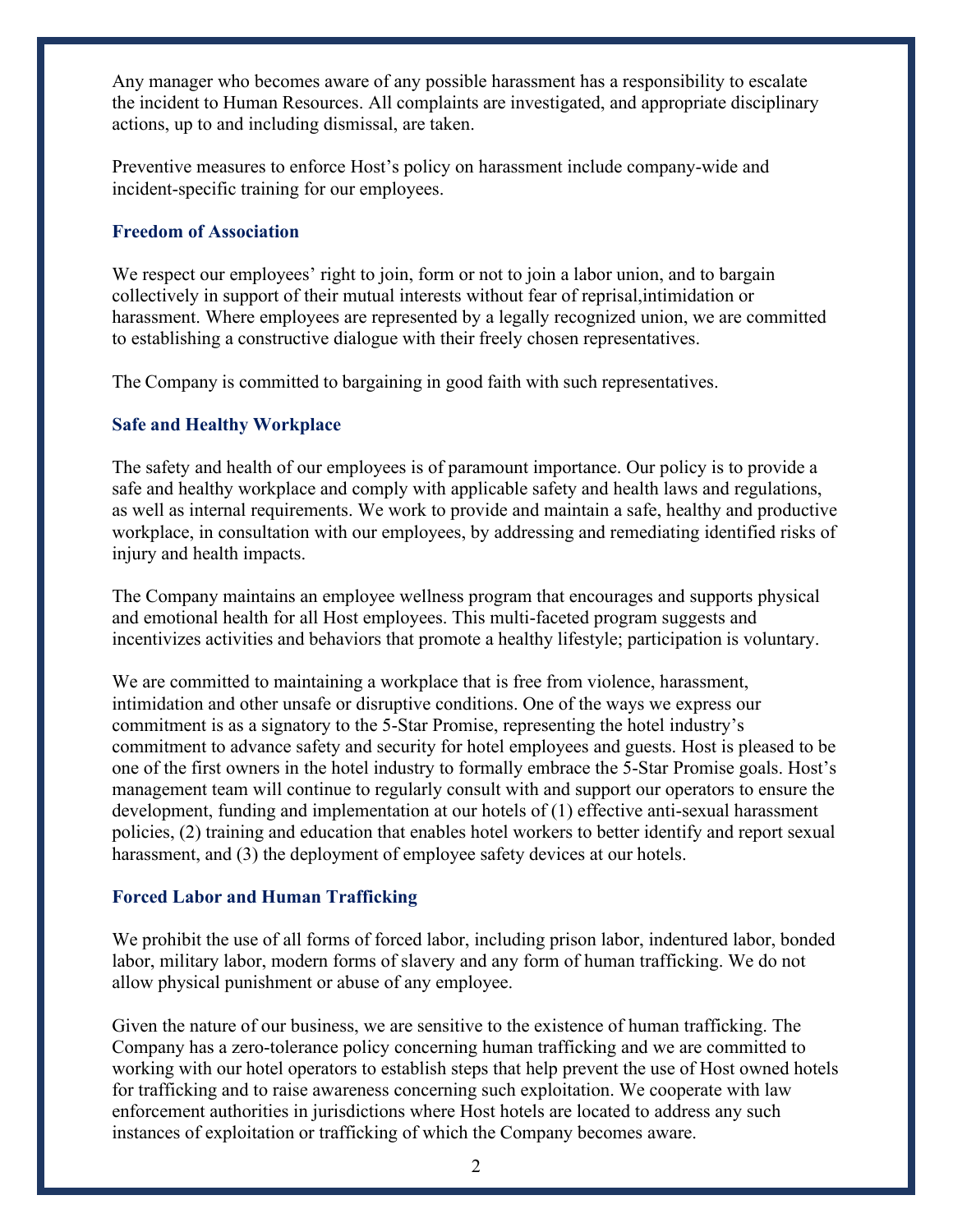Any manager who becomes aware of any possible harassment has a responsibility to escalate the incident to Human Resources. All complaints are investigated, and appropriate disciplinary actions, up to and including dismissal, are taken.

Preventive measures to enforce Host's policy on harassment include company-wide and incident-specific training for our employees.

### Freedom of Association

We respect our employees' right to join, form or not to join a labor union, and to bargain collectively in support of their mutual interests without fear of reprisal,intimidation or harassment. Where employees are represented by a legally recognized union, we are committed to establishing a constructive dialogue with their freely chosen representatives.

The Company is committed to bargaining in good faith with such representatives.

### Safe and Healthy Workplace

The safety and health of our employees is of paramount importance. Our policy is to provide a safe and healthy workplace and comply with applicable safety and health laws and regulations, as well as internal requirements. We work to provide and maintain a safe, healthy and productive workplace, in consultation with our employees, by addressing and remediating identified risks of injury and health impacts.

The Company maintains an employee wellness program that encourages and supports physical and emotional health for all Host employees. This multi-faceted program suggests and incentivizes activities and behaviors that promote a healthy lifestyle; participation is voluntary.

We are committed to maintaining a workplace that is free from violence, harassment, intimidation and other unsafe or disruptive conditions. One of the ways we express our commitment is as a signatory to the 5-Star Promise, representing the hotel industry's commitment to advance safety and security for hotel employees and guests. Host is pleased to be one of the first owners in the hotel industry to formally embrace the 5-Star Promise goals. Host's management team will continue to regularly consult with and support our operators to ensure the development, funding and implementation at our hotels of (1) effective anti-sexual harassment policies, (2) training and education that enables hotel workers to better identify and report sexual harassment, and (3) the deployment of employee safety devices at our hotels.

### Forced Labor and Human Trafficking

We prohibit the use of all forms of forced labor, including prison labor, indentured labor, bonded labor, military labor, modern forms of slavery and any form of human trafficking. We do not allow physical punishment or abuse of any employee.

Given the nature of our business, we are sensitive to the existence of human trafficking. The Company has a zero-tolerance policy concerning human trafficking and we are committed to working with our hotel operators to establish steps that help prevent the use of Host owned hotels for trafficking and to raise awareness concerning such exploitation. We cooperate with law enforcement authorities in jurisdictions where Host hotels are located to address any such instances of exploitation or trafficking of which the Company becomes aware.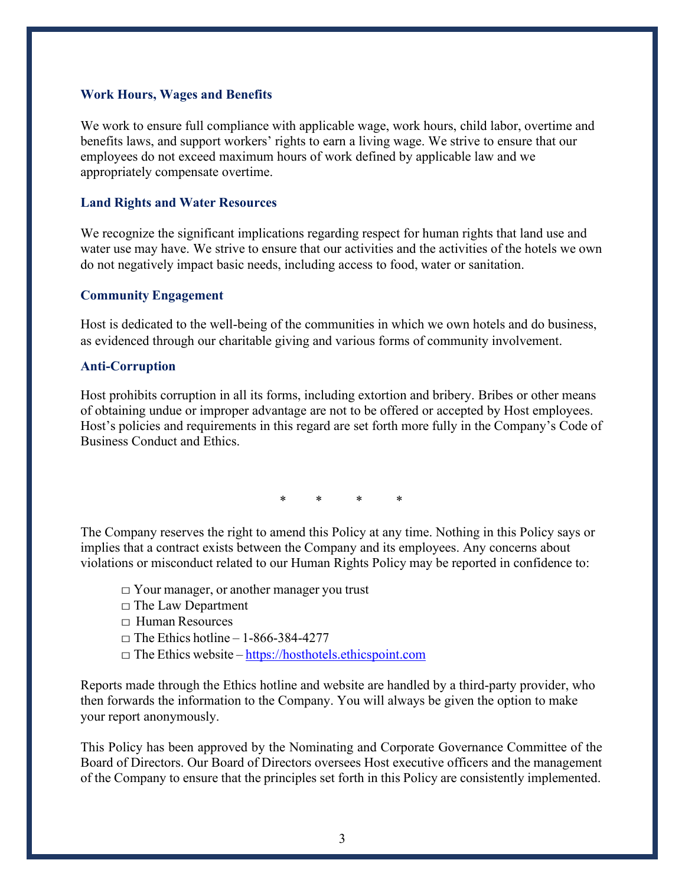### Work Hours, Wages and Benefits

We work to ensure full compliance with applicable wage, work hours, child labor, overtime and benefits laws, and support workers' rights to earn a living wage. We strive to ensure that our employees do not exceed maximum hours of work defined by applicable law and we appropriately compensate overtime.

### Land Rights and Water Resources

We recognize the significant implications regarding respect for human rights that land use and water use may have. We strive to ensure that our activities and the activities of the hotels we own do not negatively impact basic needs, including access to food, water or sanitation.

### Community Engagement

Host is dedicated to the well-being of the communities in which we own hotels and do business, as evidenced through our charitable giving and various forms of community involvement.

### Anti-Corruption

Host prohibits corruption in all its forms, including extortion and bribery. Bribes or other means of obtaining undue or improper advantage are not to be offered or accepted by Host employees. Host's policies and requirements in this regard are set forth more fully in the Company's Code of Business Conduct and Ethics.

\* \* \* \*

The Company reserves the right to amend this Policy at any time. Nothing in this Policy says or implies that a contract exists between the Company and its employees. Any concerns about violations or misconduct related to our Human Rights Policy may be reported in confidence to:

- □ Your manager, or another manager you trust
- □ The Law Department
- □ Human Resources
- □ The Ethics hotline – 1-866-384-4277
- □ The Ethics website – https://hosthotels.ethicspoint.com

Reports made through the Ethics hotline and website are handled by a third-party provider, who then forwards the information to the Company. You will always be given the option to make your report anonymously.

This Policy has been approved by the Nominating and Corporate Governance Committee of the Board of Directors. Our Board of Directors oversees Host executive officers and the management of the Company to ensure that the principles set forth in this Policy are consistently implemented.